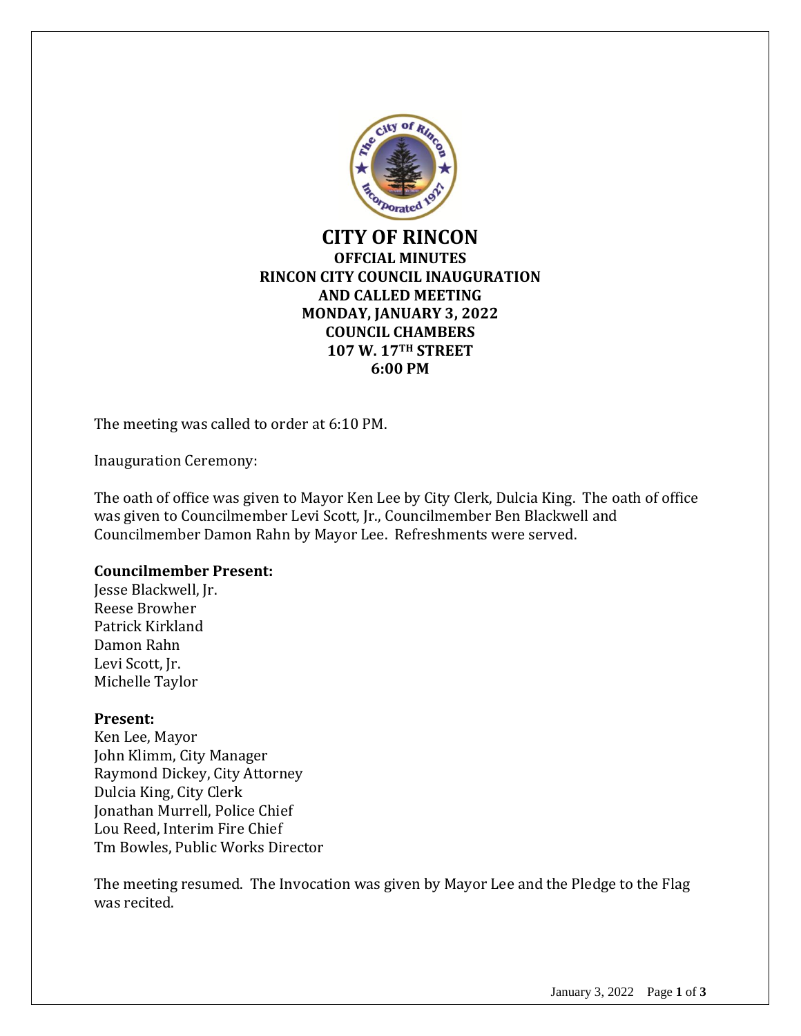# CITY OF RINCON

## OFFCIAL MINUTES
## RINCON CITY COUNCIL INAUGURATION AND CALLED MEETING
## MONDAY, JANUARY 3, 2022
## COUNCIL CHAMBERS
## 107 W. 17TH STREET
## 6:00 PM

The meeting was called to order at 6:10 PM.

Inauguration Ceremony:

The oath of office was given to Mayor Ken Lee by City Clerk, Dulcia King. The oath of office was given to Councilmember Levi Scott, Jr., Councilmember Ben Blackwell and Councilmember Damon Rahn by Mayor Lee. Refreshments were served.

**Councilmember Present:**
Jesse Blackwell, Jr.
Reese Browher
Patrick Kirkland
Damon Rahn
Levi Scott, Jr.
Michelle Taylor

**Present:**
Ken Lee, Mayor
John Klimm, City Manager
Raymond Dickey, City Attorney
Dulcia King, City Clerk
Jonathan Murrell, Police Chief
Lou Reed, Interim Fire Chief
Tm Bowles, Public Works Director

The meeting resumed. The Invocation was given by Mayor Lee and the Pledge to the Flag was recited.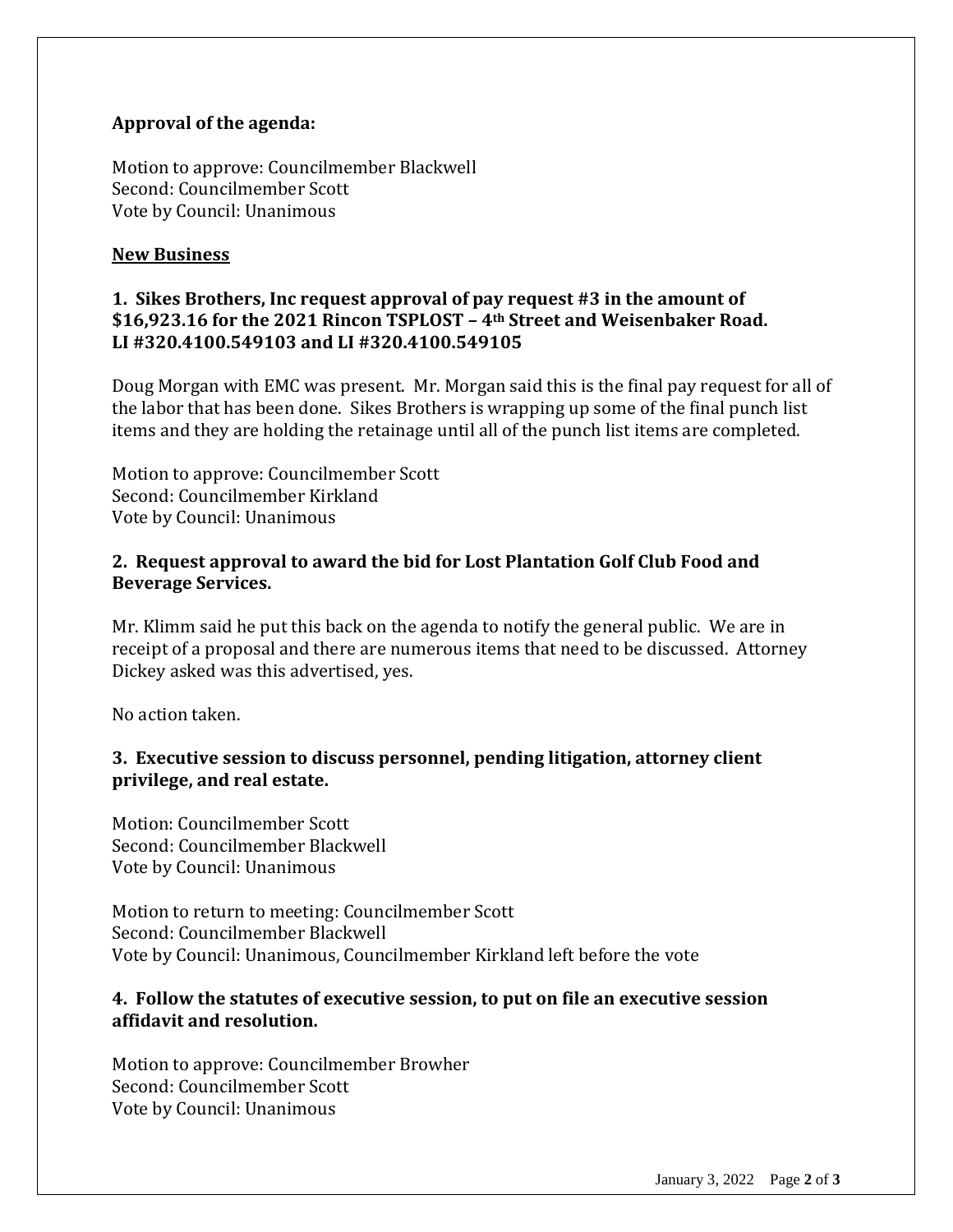**Approval of the agenda:**

Motion to approve: Councilmember Blackwell
Second: Councilmember Scott
Vote by Council: Unanimous

**New Business**

**1. Sikes Brothers, Inc request approval of pay request #3 in the amount of $16,923.16 for the 2021 Rincon TSPLOST – 4th Street and Weisenbaker Road. LI #320.4100.549103 and LI #320.4100.549105**

Doug Morgan with EMC was present. Mr. Morgan said this is the final pay request for all of the labor that has been done. Sikes Brothers is wrapping up some of the final punch list items and they are holding the retainage until all of the punch list items are completed.

Motion to approve: Councilmember Scott
Second: Councilmember Kirkland
Vote by Council: Unanimous

**2. Request approval to award the bid for Lost Plantation Golf Club Food and Beverage Services.**

Mr. Klimm said he put this back on the agenda to notify the general public. We are in receipt of a proposal and there are numerous items that need to be discussed. Attorney Dickey asked was this advertised, yes.

No action taken.

**3. Executive session to discuss personnel, pending litigation, attorney client privilege, and real estate.**

Motion: Councilmember Scott
Second: Councilmember Blackwell
Vote by Council: Unanimous

Motion to return to meeting: Councilmember Scott
Second: Councilmember Blackwell
Vote by Council: Unanimous, Councilmember Kirkland left before the vote

**4. Follow the statutes of executive session, to put on file an executive session affidavit and resolution.**

Motion to approve: Councilmember Browher
Second: Councilmember Scott
Vote by Council: Unanimous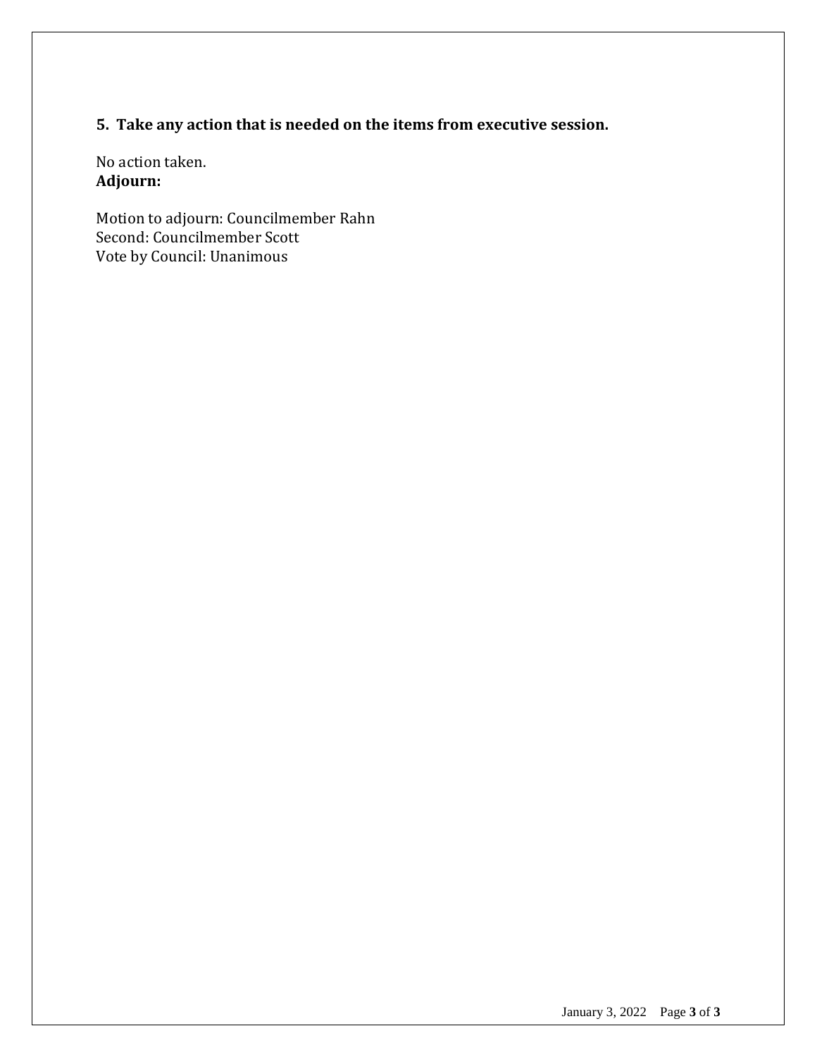**5. Take any action that is needed on the items from executive session.**

No action taken.
**Adjourn:**

Motion to adjourn: Councilmember Rahn
Second: Councilmember Scott
Vote by Council: Unanimous